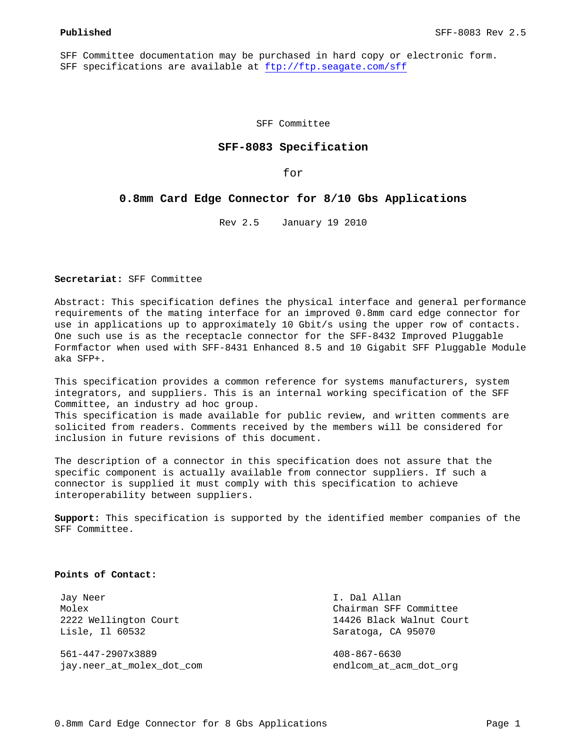**Published**

SFF Committee documentation may be purchased in hard copy or electronic form.
SFF specifications are available at ftp://ftp.seagate.com/sff

SFF Committee

# SFF-8083 Specification

for

# 0.8mm Card Edge Connector for 8/10 Gbs Applications

Rev 2.5    January 19 2010

**Secretariat:** SFF Committee

Abstract: This specification defines the physical interface and general performance requirements of the mating interface for an improved 0.8mm card edge connector for use in applications up to approximately 10 Gbit/s using the upper row of contacts. One such use is as the receptacle connector for the SFF-8432 Improved Pluggable Formfactor when used with SFF-8431 Enhanced 8.5 and 10 Gigabit SFF Pluggable Module aka SFP+.

This specification provides a common reference for systems manufacturers, system integrators, and suppliers. This is an internal working specification of the SFF Committee, an industry ad hoc group.
This specification is made available for public review, and written comments are solicited from readers. Comments received by the members will be considered for inclusion in future revisions of this document.

The description of a connector in this specification does not assure that the specific component is actually available from connector suppliers. If such a connector is supplied it must comply with this specification to achieve interoperability between suppliers.

**Support:** This specification is supported by the identified member companies of the SFF Committee.

**Points of Contact:**

Jay Neer
Molex
2222 Wellington Court
Lisle, Il 60532

561-447-2907x3889
jay.neer_at_molex_dot_com

I. Dal Allan
Chairman SFF Committee
14426 Black Walnut Court
Saratoga, CA 95070

408-867-6630
endlcom_at_acm_dot_org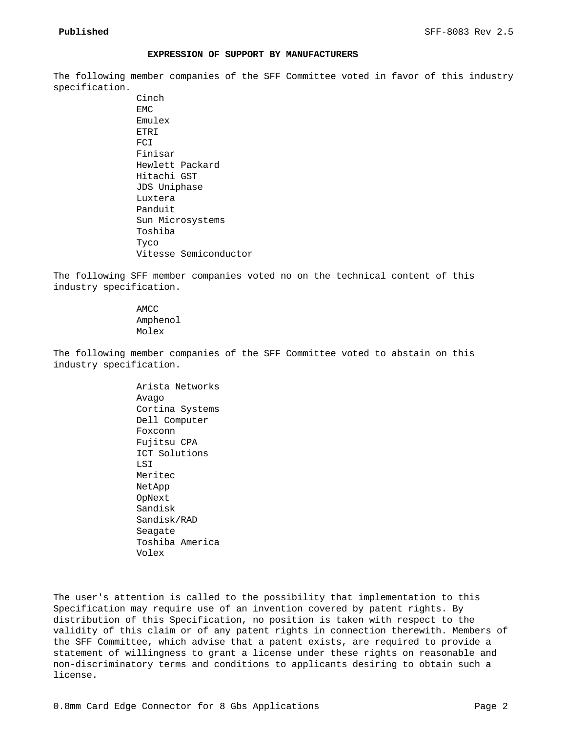## EXPRESSION OF SUPPORT BY MANUFACTURERS

The following member companies of the SFF Committee voted in favor of this industry specification.

- Cinch
- EMC
- Emulex
- ETRI
- FCI
- Finisar
- Hewlett Packard
- Hitachi GST
- JDS Uniphase
- Luxtera
- Panduit
- Sun Microsystems
- Toshiba
- Tyco
- Vitesse Semiconductor

The following SFF member companies voted no on the technical content of this industry specification.

- AMCC
- Amphenol
- Molex

The following member companies of the SFF Committee voted to abstain on this industry specification.

- Arista Networks
- Avago
- Cortina Systems
- Dell Computer
- Foxconn
- Fujitsu CPA
- ICT Solutions
- LSI
- Meritec
- NetApp
- OpNext
- Sandisk
- Sandisk/RAD
- Seagate
- Toshiba America
- Volex

The user's attention is called to the possibility that implementation to this Specification may require use of an invention covered by patent rights. By distribution of this Specification, no position is taken with respect to the validity of this claim or of any patent rights in connection therewith. Members of the SFF Committee, which advise that a patent exists, are required to provide a statement of willingness to grant a license under these rights on reasonable and non-discriminatory terms and conditions to applicants desiring to obtain such a license.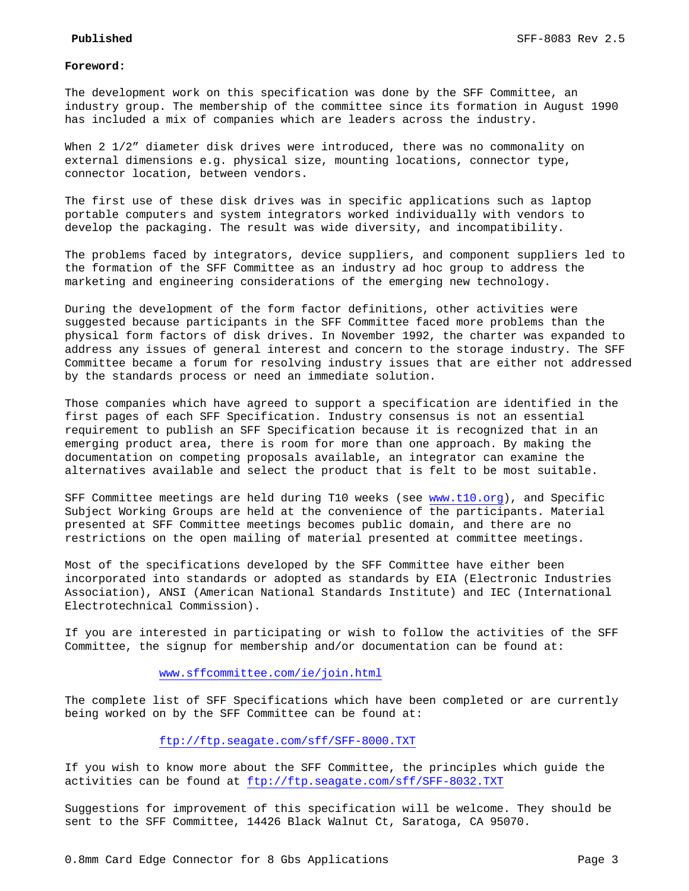**Foreword:**

The development work on this specification was done by the SFF Committee, an industry group. The membership of the committee since its formation in August 1990 has included a mix of companies which are leaders across the industry.

When 2 1/2" diameter disk drives were introduced, there was no commonality on external dimensions e.g. physical size, mounting locations, connector type, connector location, between vendors.

The first use of these disk drives was in specific applications such as laptop portable computers and system integrators worked individually with vendors to develop the packaging. The result was wide diversity, and incompatibility.

The problems faced by integrators, device suppliers, and component suppliers led to the formation of the SFF Committee as an industry ad hoc group to address the marketing and engineering considerations of the emerging new technology.

During the development of the form factor definitions, other activities were suggested because participants in the SFF Committee faced more problems than the physical form factors of disk drives. In November 1992, the charter was expanded to address any issues of general interest and concern to the storage industry. The SFF Committee became a forum for resolving industry issues that are either not addressed by the standards process or need an immediate solution.

Those companies which have agreed to support a specification are identified in the first pages of each SFF Specification. Industry consensus is not an essential requirement to publish an SFF Specification because it is recognized that in an emerging product area, there is room for more than one approach. By making the documentation on competing proposals available, an integrator can examine the alternatives available and select the product that is felt to be most suitable.

SFF Committee meetings are held during T10 weeks (see www.t10.org), and Specific Subject Working Groups are held at the convenience of the participants. Material presented at SFF Committee meetings becomes public domain, and there are no restrictions on the open mailing of material presented at committee meetings.

Most of the specifications developed by the SFF Committee have either been incorporated into standards or adopted as standards by EIA (Electronic Industries Association), ANSI (American National Standards Institute) and IEC (International Electrotechnical Commission).

If you are interested in participating or wish to follow the activities of the SFF Committee, the signup for membership and/or documentation can be found at:

www.sffcommittee.com/ie/join.html

The complete list of SFF Specifications which have been completed or are currently being worked on by the SFF Committee can be found at:

ftp://ftp.seagate.com/sff/SFF-8000.TXT

If you wish to know more about the SFF Committee, the principles which guide the activities can be found at ftp://ftp.seagate.com/sff/SFF-8032.TXT

Suggestions for improvement of this specification will be welcome. They should be sent to the SFF Committee, 14426 Black Walnut Ct, Saratoga, CA 95070.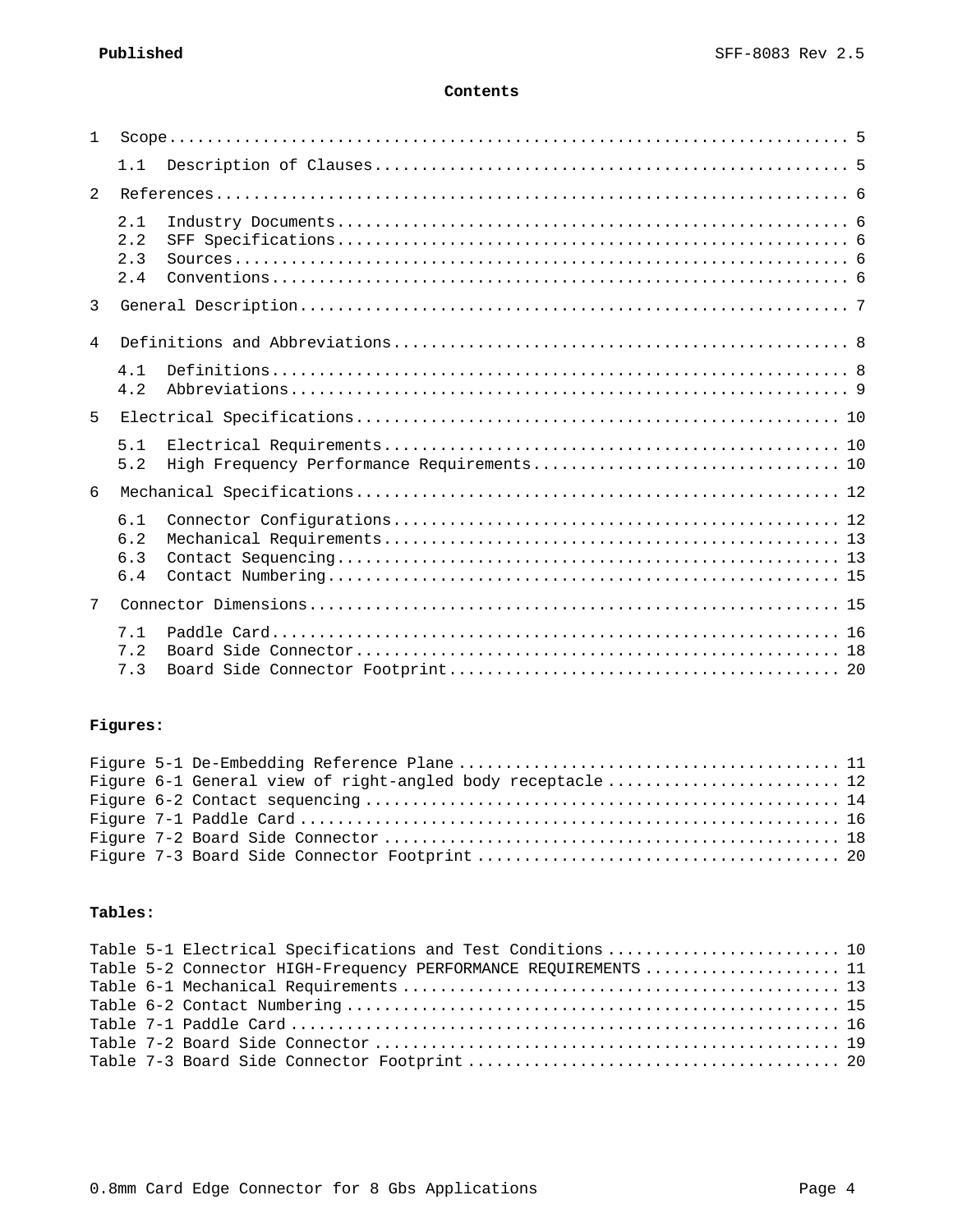**Contents**

1 Scope ........................................................................ 5

  1.1 Description of Clauses ................................................ 5

2 References ................................................................... 6

  2.1 Industry Documents .................................................... 6
  2.2 SFF Specifications .................................................... 6
  2.3 Sources ............................................................... 6
  2.4 Conventions ........................................................... 6

3 General Description .......................................................... 7

4 Definitions and Abbreviations ................................................ 8

  4.1 Definitions ........................................................... 8
  4.2 Abbreviations ......................................................... 9

5 Electrical Specifications .................................................... 10

  5.1 Electrical Requirements ............................................... 10
  5.2 High Frequency Performance Requirements ............................... 10

6 Mechanical Specifications .................................................... 12

  6.1 Connector Configurations .............................................. 12
  6.2 Mechanical Requirements ............................................... 13
  6.3 Contact Sequencing .................................................... 13
  6.4 Contact Numbering ..................................................... 15

7 Connector Dimensions ......................................................... 15

  7.1 Paddle Card ........................................................... 16
  7.2 Board Side Connector .................................................. 18
  7.3 Board Side Connector Footprint ........................................ 20

**Figures:**

Figure 5-1 De-Embedding Reference Plane ........................................ 11
Figure 6-1 General view of right-angled body receptacle ........................ 12
Figure 6-2 Contact sequencing .................................................. 14
Figure 7-1 Paddle Card ......................................................... 16
Figure 7-2 Board Side Connector ................................................ 18
Figure 7-3 Board Side Connector Footprint ...................................... 20

**Tables:**

Table 5-1 Electrical Specifications and Test Conditions ........................ 10
Table 5-2 Connector HIGH-Frequency PERFORMANCE REQUIREMENTS .................... 11
Table 6-1 Mechanical Requirements .............................................. 13
Table 6-2 Contact Numbering .................................................... 15
Table 7-1 Paddle Card .......................................................... 16
Table 7-2 Board Side Connector ................................................. 19
Table 7-3 Board Side Connector Footprint ....................................... 20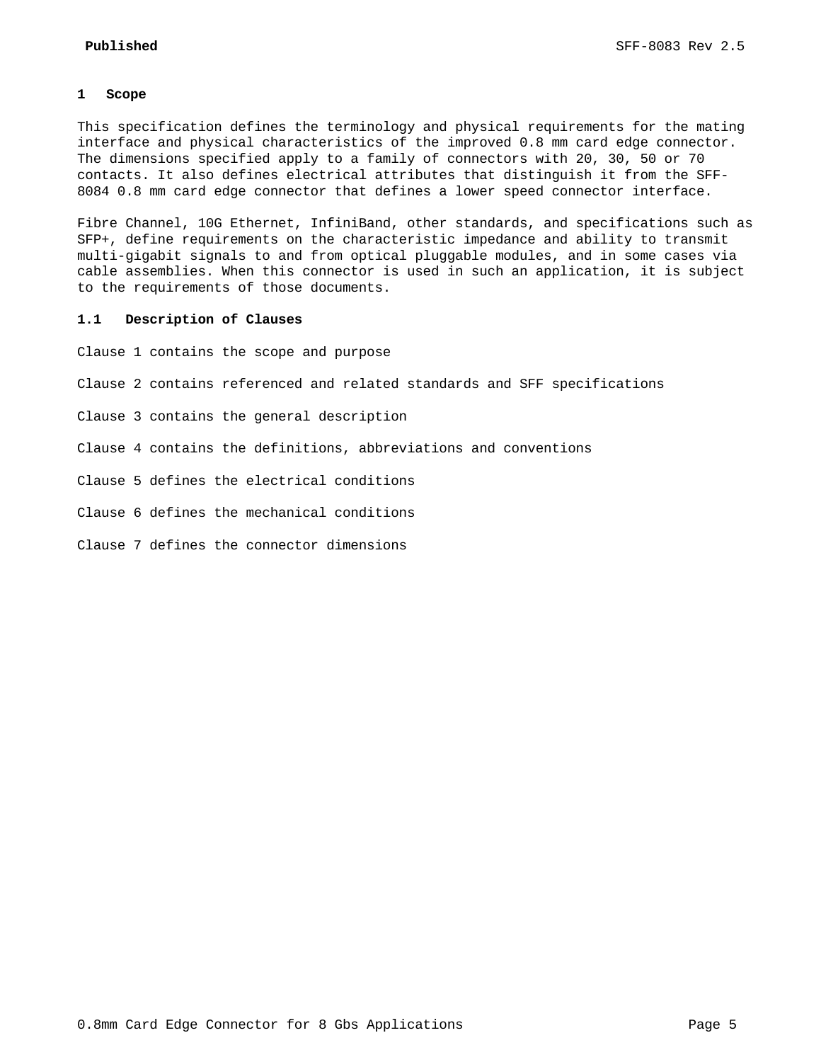# 1 Scope

This specification defines the terminology and physical requirements for the mating interface and physical characteristics of the improved 0.8 mm card edge connector. The dimensions specified apply to a family of connectors with 20, 30, 50 or 70 contacts. It also defines electrical attributes that distinguish it from the SFF-8084 0.8 mm card edge connector that defines a lower speed connector interface.

Fibre Channel, 10G Ethernet, InfiniBand, other standards, and specifications such as SFP+, define requirements on the characteristic impedance and ability to transmit multi-gigabit signals to and from optical pluggable modules, and in some cases via cable assemblies. When this connector is used in such an application, it is subject to the requirements of those documents.

## 1.1 Description of Clauses

Clause 1 contains the scope and purpose

Clause 2 contains referenced and related standards and SFF specifications

Clause 3 contains the general description

Clause 4 contains the definitions, abbreviations and conventions

Clause 5 defines the electrical conditions

Clause 6 defines the mechanical conditions

Clause 7 defines the connector dimensions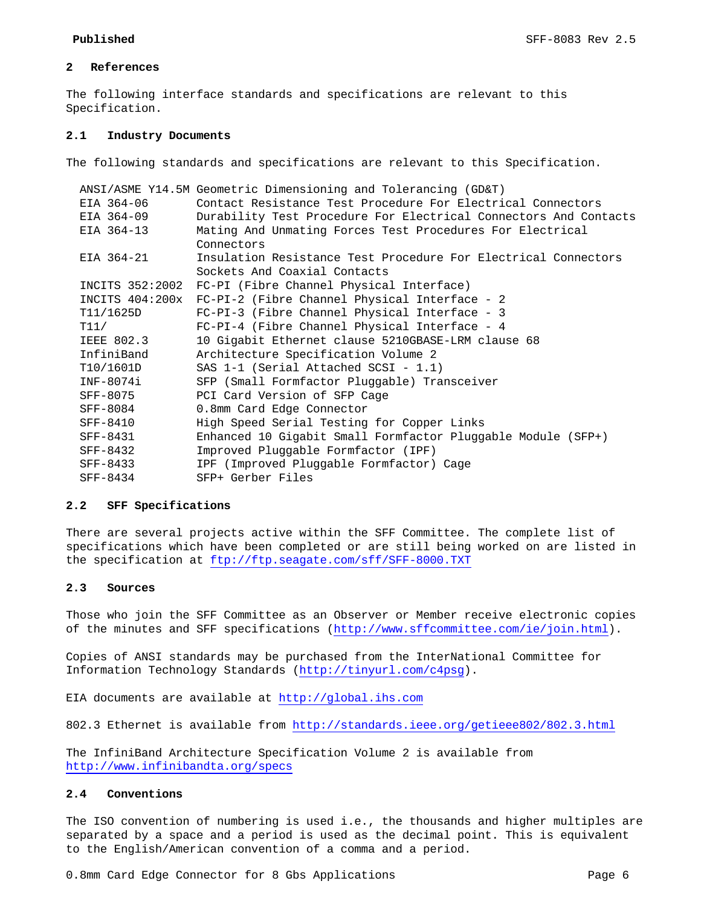## 2 References

The following interface standards and specifications are relevant to this Specification.

### 2.1 Industry Documents

The following standards and specifications are relevant to this Specification.

| | |
|---|---|
| ANSI/ASME Y14.5M | Geometric Dimensioning and Tolerancing (GD&T) |
| EIA 364-06 | Contact Resistance Test Procedure For Electrical Connectors |
| EIA 364-09 | Durability Test Procedure For Electrical Connectors And Contacts |
| EIA 364-13 | Mating And Unmating Forces Test Procedures For Electrical Connectors |
| EIA 364-21 | Insulation Resistance Test Procedure For Electrical Connectors Sockets And Coaxial Contacts |
| INCITS 352:2002 | FC-PI (Fibre Channel Physical Interface) |
| INCITS 404:200x | FC-PI-2 (Fibre Channel Physical Interface - 2 |
| T11/1625D | FC-PI-3 (Fibre Channel Physical Interface - 3 |
| T11/ | FC-PI-4 (Fibre Channel Physical Interface - 4 |
| IEEE 802.3 | 10 Gigabit Ethernet clause 5210GBASE-LRM clause 68 |
| InfiniBand | Architecture Specification Volume 2 |
| T10/1601D | SAS 1-1 (Serial Attached SCSI - 1.1) |
| INF-8074i | SFP (Small Formfactor Pluggable) Transceiver |
| SFF-8075 | PCI Card Version of SFP Cage |
| SFF-8084 | 0.8mm Card Edge Connector |
| SFF-8410 | High Speed Serial Testing for Copper Links |
| SFF-8431 | Enhanced 10 Gigabit Small Formfactor Pluggable Module (SFP+) |
| SFF-8432 | Improved Pluggable Formfactor (IPF) |
| SFF-8433 | IPF (Improved Pluggable Formfactor) Cage |
| SFF-8434 | SFP+ Gerber Files |

### 2.2 SFF Specifications

There are several projects active within the SFF Committee. The complete list of specifications which have been completed or are still being worked on are listed in the specification at ftp://ftp.seagate.com/sff/SFF-8000.TXT

### 2.3 Sources

Those who join the SFF Committee as an Observer or Member receive electronic copies of the minutes and SFF specifications (http://www.sffcommittee.com/ie/join.html).

Copies of ANSI standards may be purchased from the InterNational Committee for Information Technology Standards (http://tinyurl.com/c4psg).

EIA documents are available at http://global.ihs.com

802.3 Ethernet is available from http://standards.ieee.org/getieee802/802.3.html

The InfiniBand Architecture Specification Volume 2 is available from http://www.infinibandta.org/specs

### 2.4 Conventions

The ISO convention of numbering is used i.e., the thousands and higher multiples are separated by a space and a period is used as the decimal point. This is equivalent to the English/American convention of a comma and a period.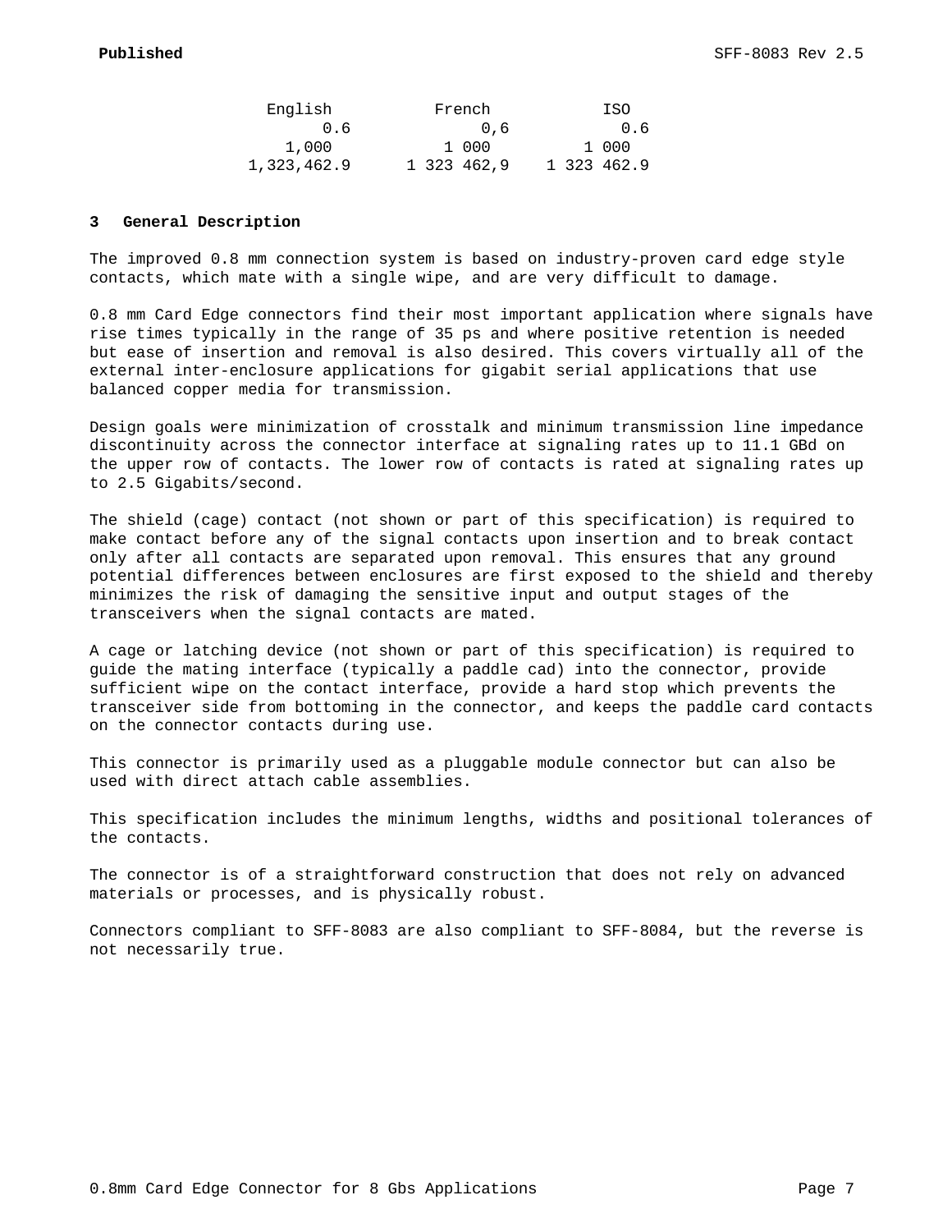| English | French | ISO |
|---|---|---|
| 0.6 | 0,6 | 0.6 |
| 1,000 | 1 000 | 1 000 |
| 1,323,462.9 | 1 323 462,9 | 1 323 462.9 |

## 3 General Description

The improved 0.8 mm connection system is based on industry-proven card edge style contacts, which mate with a single wipe, and are very difficult to damage.

0.8 mm Card Edge connectors find their most important application where signals have rise times typically in the range of 35 ps and where positive retention is needed but ease of insertion and removal is also desired. This covers virtually all of the external inter-enclosure applications for gigabit serial applications that use balanced copper media for transmission.

Design goals were minimization of crosstalk and minimum transmission line impedance discontinuity across the connector interface at signaling rates up to 11.1 GBd on the upper row of contacts. The lower row of contacts is rated at signaling rates up to 2.5 Gigabits/second.

The shield (cage) contact (not shown or part of this specification) is required to make contact before any of the signal contacts upon insertion and to break contact only after all contacts are separated upon removal. This ensures that any ground potential differences between enclosures are first exposed to the shield and thereby minimizes the risk of damaging the sensitive input and output stages of the transceivers when the signal contacts are mated.

A cage or latching device (not shown or part of this specification) is required to guide the mating interface (typically a paddle cad) into the connector, provide sufficient wipe on the contact interface, provide a hard stop which prevents the transceiver side from bottoming in the connector, and keeps the paddle card contacts on the connector contacts during use.

This connector is primarily used as a pluggable module connector but can also be used with direct attach cable assemblies.

This specification includes the minimum lengths, widths and positional tolerances of the contacts.

The connector is of a straightforward construction that does not rely on advanced materials or processes, and is physically robust.

Connectors compliant to SFF-8083 are also compliant to SFF-8084, but the reverse is not necessarily true.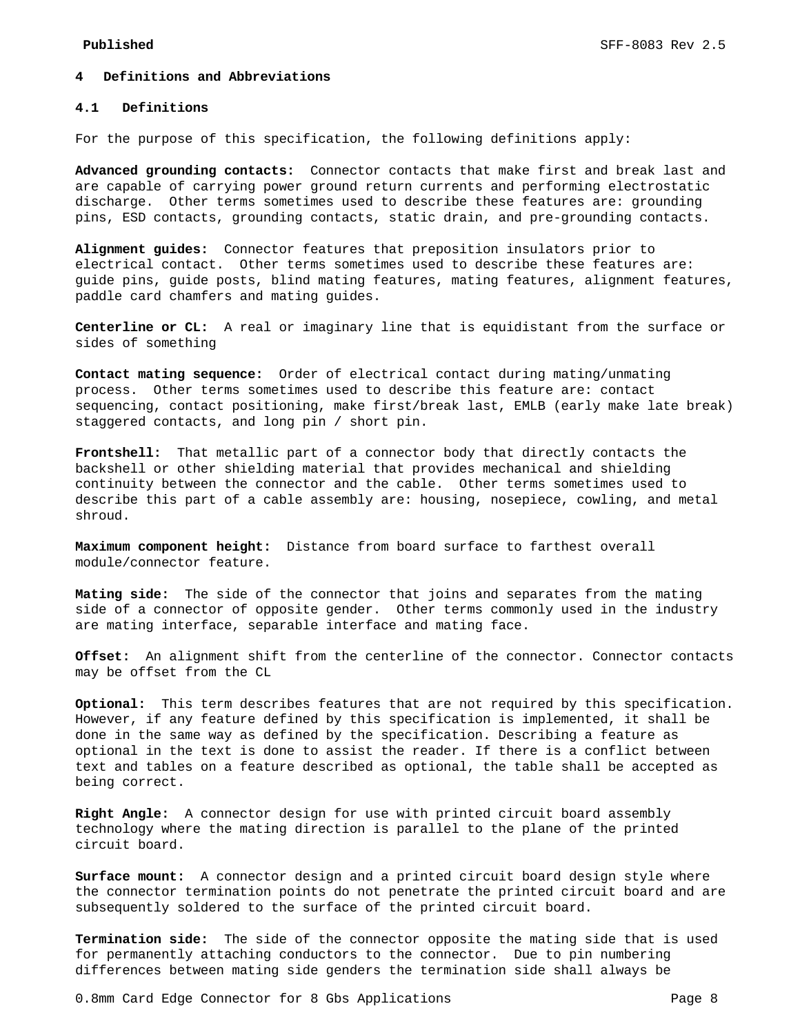# 4 Definitions and Abbreviations

## 4.1 Definitions

For the purpose of this specification, the following definitions apply:

**Advanced grounding contacts:** Connector contacts that make first and break last and are capable of carrying power ground return currents and performing electrostatic discharge. Other terms sometimes used to describe these features are: grounding pins, ESD contacts, grounding contacts, static drain, and pre-grounding contacts.

**Alignment guides:** Connector features that preposition insulators prior to electrical contact. Other terms sometimes used to describe these features are: guide pins, guide posts, blind mating features, mating features, alignment features, paddle card chamfers and mating guides.

**Centerline or CL:** A real or imaginary line that is equidistant from the surface or sides of something

**Contact mating sequence:** Order of electrical contact during mating/unmating process. Other terms sometimes used to describe this feature are: contact sequencing, contact positioning, make first/break last, EMLB (early make late break) staggered contacts, and long pin / short pin.

**Frontshell:** That metallic part of a connector body that directly contacts the backshell or other shielding material that provides mechanical and shielding continuity between the connector and the cable. Other terms sometimes used to describe this part of a cable assembly are: housing, nosepiece, cowling, and metal shroud.

**Maximum component height:** Distance from board surface to farthest overall module/connector feature.

**Mating side:** The side of the connector that joins and separates from the mating side of a connector of opposite gender. Other terms commonly used in the industry are mating interface, separable interface and mating face.

**Offset:** An alignment shift from the centerline of the connector. Connector contacts may be offset from the CL

**Optional:** This term describes features that are not required by this specification. However, if any feature defined by this specification is implemented, it shall be done in the same way as defined by the specification. Describing a feature as optional in the text is done to assist the reader. If there is a conflict between text and tables on a feature described as optional, the table shall be accepted as being correct.

**Right Angle:** A connector design for use with printed circuit board assembly technology where the mating direction is parallel to the plane of the printed circuit board.

**Surface mount:** A connector design and a printed circuit board design style where the connector termination points do not penetrate the printed circuit board and are subsequently soldered to the surface of the printed circuit board.

**Termination side:** The side of the connector opposite the mating side that is used for permanently attaching conductors to the connector. Due to pin numbering differences between mating side genders the termination side shall always be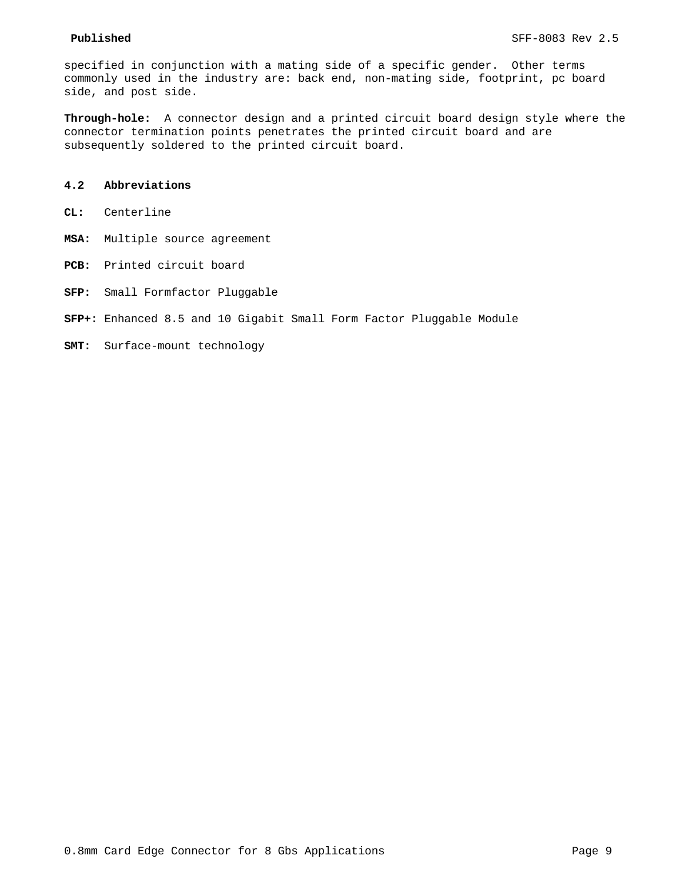specified in conjunction with a mating side of a specific gender. Other terms commonly used in the industry are: back end, non-mating side, footprint, pc board side, and post side.

**Through-hole:** A connector design and a printed circuit board design style where the connector termination points penetrates the printed circuit board and are subsequently soldered to the printed circuit board.

### 4.2 Abbreviations

**CL:** Centerline

**MSA:** Multiple source agreement

**PCB:** Printed circuit board

**SFP:** Small Formfactor Pluggable

**SFP+:** Enhanced 8.5 and 10 Gigabit Small Form Factor Pluggable Module

**SMT:** Surface-mount technology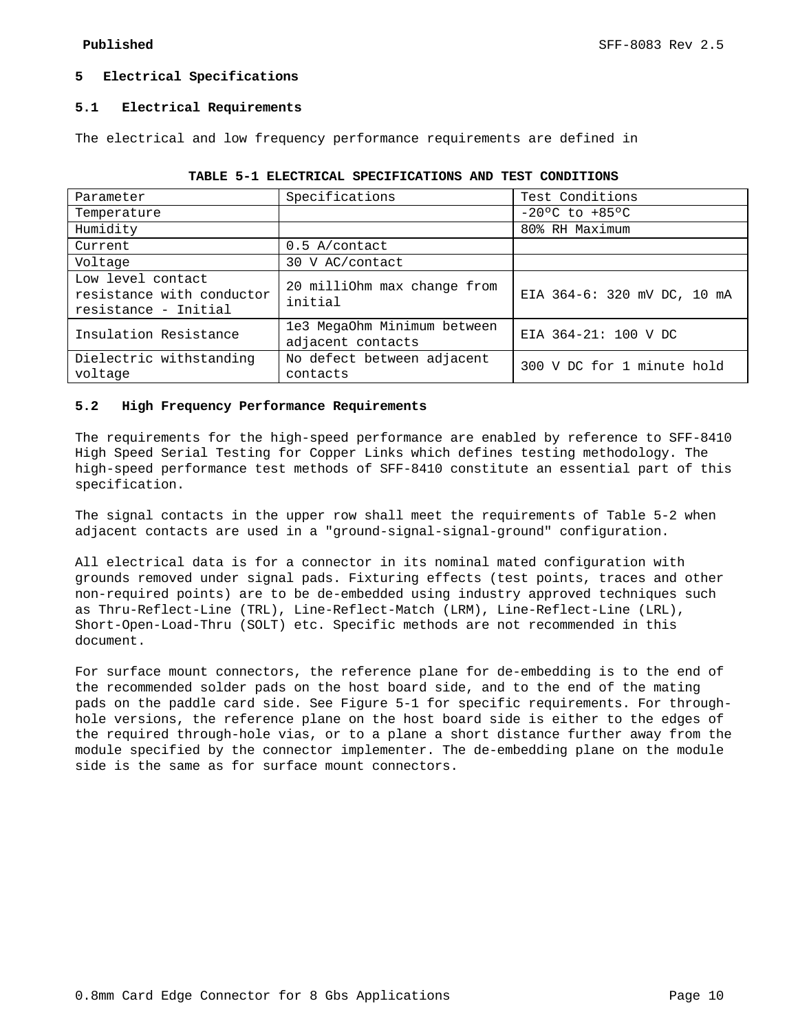# 5 Electrical Specifications

## 5.1 Electrical Requirements

The electrical and low frequency performance requirements are defined in

**TABLE 5-1 ELECTRICAL SPECIFICATIONS AND TEST CONDITIONS**

| Parameter | Specifications | Test Conditions |
|---|---|---|
| Temperature | | -20ºC to +85ºC |
| Humidity | | 80% RH Maximum |
| Current | 0.5 A/contact | |
| Voltage | 30 V AC/contact | |
| Low level contact resistance with conductor resistance - Initial | 20 milliOhm max change from initial | EIA 364-6: 320 mV DC, 10 mA |
| Insulation Resistance | 1e3 MegaOhm Minimum between adjacent contacts | EIA 364-21: 100 V DC |
| Dielectric withstanding voltage | No defect between adjacent contacts | 300 V DC for 1 minute hold |

## 5.2 High Frequency Performance Requirements

The requirements for the high-speed performance are enabled by reference to SFF-8410 High Speed Serial Testing for Copper Links which defines testing methodology. The high-speed performance test methods of SFF-8410 constitute an essential part of this specification.

The signal contacts in the upper row shall meet the requirements of Table 5-2 when adjacent contacts are used in a "ground-signal-signal-ground" configuration.

All electrical data is for a connector in its nominal mated configuration with grounds removed under signal pads. Fixturing effects (test points, traces and other non-required points) are to be de-embedded using industry approved techniques such as Thru-Reflect-Line (TRL), Line-Reflect-Match (LRM), Line-Reflect-Line (LRL), Short-Open-Load-Thru (SOLT) etc. Specific methods are not recommended in this document.

For surface mount connectors, the reference plane for de-embedding is to the end of the recommended solder pads on the host board side, and to the end of the mating pads on the paddle card side. See Figure 5-1 for specific requirements. For through-hole versions, the reference plane on the host board side is either to the edges of the required through-hole vias, or to a plane a short distance further away from the module specified by the connector implementer. The de-embedding plane on the module side is the same as for surface mount connectors.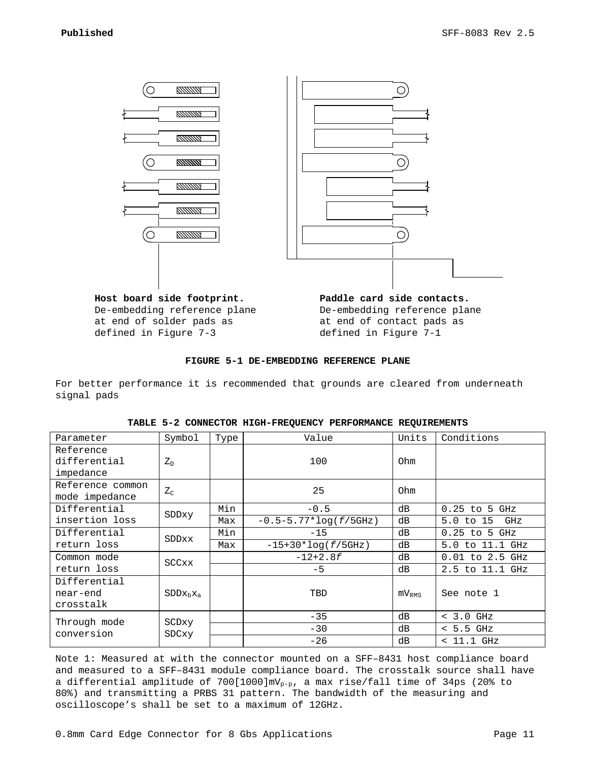**Host board side footprint.**
De-embedding reference plane at end of solder pads as defined in Figure 7-3

**Paddle card side contacts.**
De-embedding reference plane at end of contact pads as defined in Figure 7-1

**FIGURE 5-1 DE-EMBEDDING REFERENCE PLANE**

For better performance it is recommended that grounds are cleared from underneath signal pads

**TABLE 5-2 CONNECTOR HIGH-FREQUENCY PERFORMANCE REQUIREMENTS**

| Parameter | Symbol | Type | Value | Units | Conditions |
|---|---|---|---|---|---|
| Reference differential impedance | $Z_D$ | | 100 | Ohm | |
| Reference common mode impedance | $Z_C$ | | 25 | Ohm | |
| Differential insertion loss | SDDxy | Min | -0.5 | dB | 0.25 to 5 GHz |
| | | Max | -0.5-5.77*log(*f*/5GHz) | dB | 5.0 to 15 GHz |
| Differential return loss | SDDxx | Min | -15 | dB | 0.25 to 5 GHz |
| | | Max | -15+30*log(*f*/5GHz) | dB | 5.0 to 11.1 GHz |
| Common mode return loss | SCCxx | | -12+2.8*f* | dB | 0.01 to 2.5 GHz |
| | | | -5 | dB | 2.5 to 11.1 GHz |
| Differential near-end crosstalk | $SDDx_bx_a$ | | TBD | $mV_{RMS}$ | See note 1 |
| Through mode conversion | SCDxy SDCxy | | -35 | dB | < 3.0 GHz |
| | | | -30 | dB | < 5.5 GHz |
| | | | -26 | dB | < 11.1 GHz |

Note 1: Measured at with the connector mounted on a SFF–8431 host compliance board and measured to a SFF–8431 module compliance board. The crosstalk source shall have a differential amplitude of 700[1000]$mV_{p-p}$, a max rise/fall time of 34ps (20% to 80%) and transmitting a PRBS 31 pattern. The bandwidth of the measuring and oscilloscope’s shall be set to a maximum of 12GHz.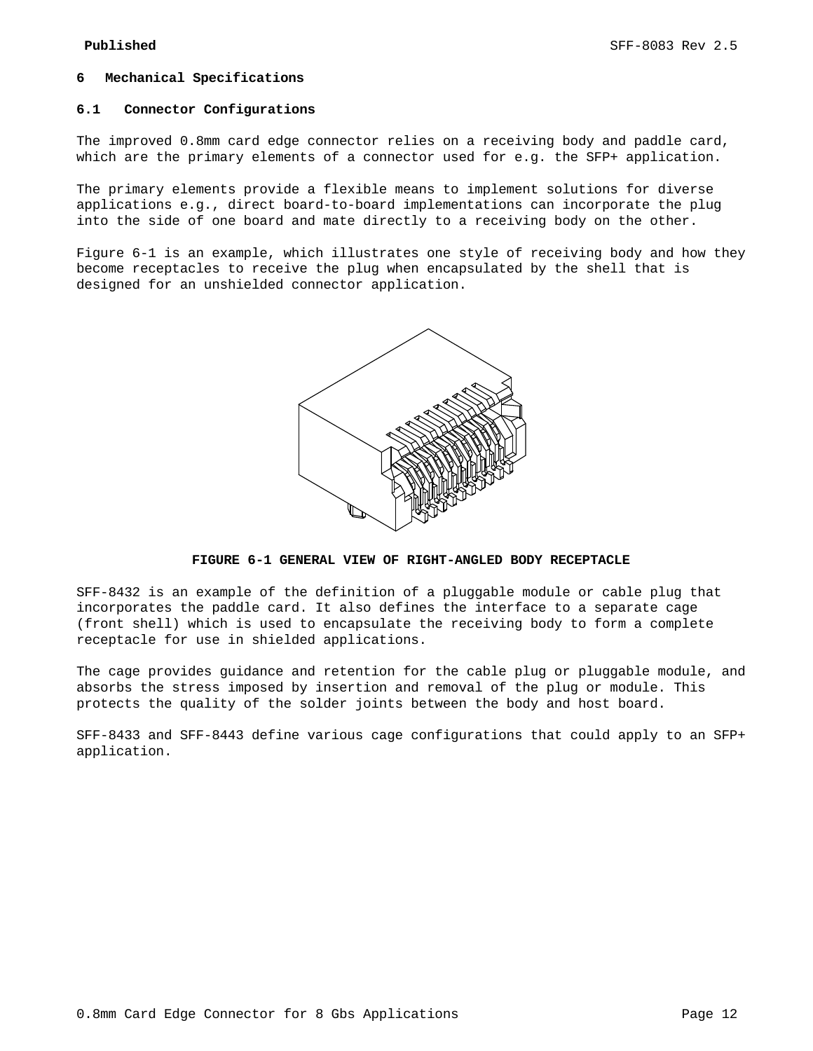# 6 Mechanical Specifications

## 6.1 Connector Configurations

The improved 0.8mm card edge connector relies on a receiving body and paddle card, which are the primary elements of a connector used for e.g. the SFP+ application.

The primary elements provide a flexible means to implement solutions for diverse applications e.g., direct board-to-board implementations can incorporate the plug into the side of one board and mate directly to a receiving body on the other.

Figure 6-1 is an example, which illustrates one style of receiving body and how they become receptacles to receive the plug when encapsulated by the shell that is designed for an unshielded connector application.

**FIGURE 6-1 GENERAL VIEW OF RIGHT-ANGLED BODY RECEPTACLE**

SFF-8432 is an example of the definition of a pluggable module or cable plug that incorporates the paddle card. It also defines the interface to a separate cage (front shell) which is used to encapsulate the receiving body to form a complete receptacle for use in shielded applications.

The cage provides guidance and retention for the cable plug or pluggable module, and absorbs the stress imposed by insertion and removal of the plug or module. This protects the quality of the solder joints between the body and host board.

SFF-8433 and SFF-8443 define various cage configurations that could apply to an SFP+ application.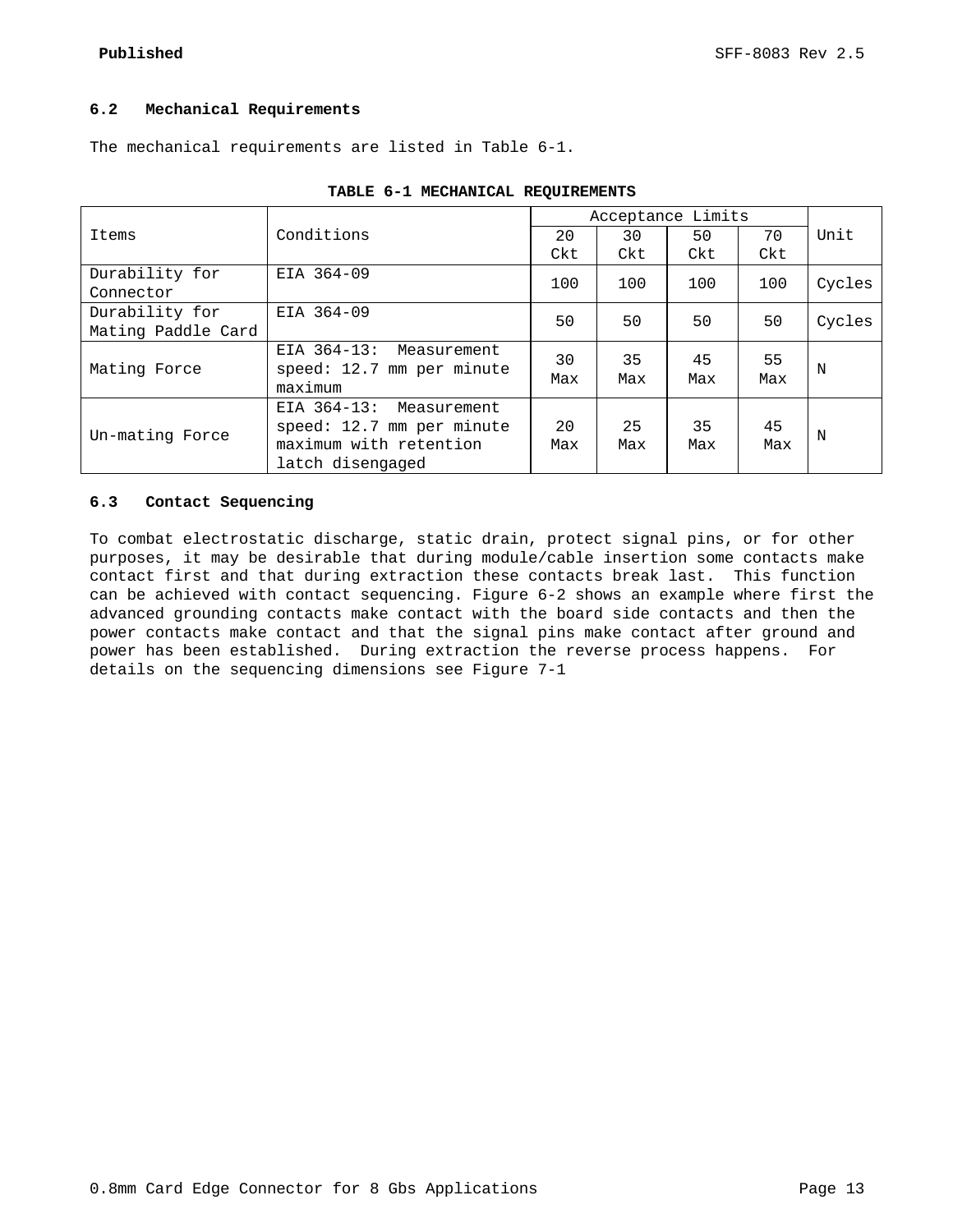## 6.2 Mechanical Requirements

The mechanical requirements are listed in Table 6-1.

**TABLE 6-1 MECHANICAL REQUIREMENTS**

| Items | Conditions | Acceptance Limits | | | | Unit |
|---|---|---|---|---|---|---|
| | | 20 Ckt | 30 Ckt | 50 Ckt | 70 Ckt | |
| Durability for Connector | EIA 364-09 | 100 | 100 | 100 | 100 | Cycles |
| Durability for Mating Paddle Card | EIA 364-09 | 50 | 50 | 50 | 50 | Cycles |
| Mating Force | EIA 364-13: Measurement speed: 12.7 mm per minute maximum | 30 Max | 35 Max | 45 Max | 55 Max | N |
| Un-mating Force | EIA 364-13: Measurement speed: 12.7 mm per minute maximum with retention latch disengaged | 20 Max | 25 Max | 35 Max | 45 Max | N |

## 6.3 Contact Sequencing

To combat electrostatic discharge, static drain, protect signal pins, or for other purposes, it may be desirable that during module/cable insertion some contacts make contact first and that during extraction these contacts break last. This function can be achieved with contact sequencing. Figure 6-2 shows an example where first the advanced grounding contacts make contact with the board side contacts and then the power contacts make contact and that the signal pins make contact after ground and power has been established. During extraction the reverse process happens. For details on the sequencing dimensions see Figure 7-1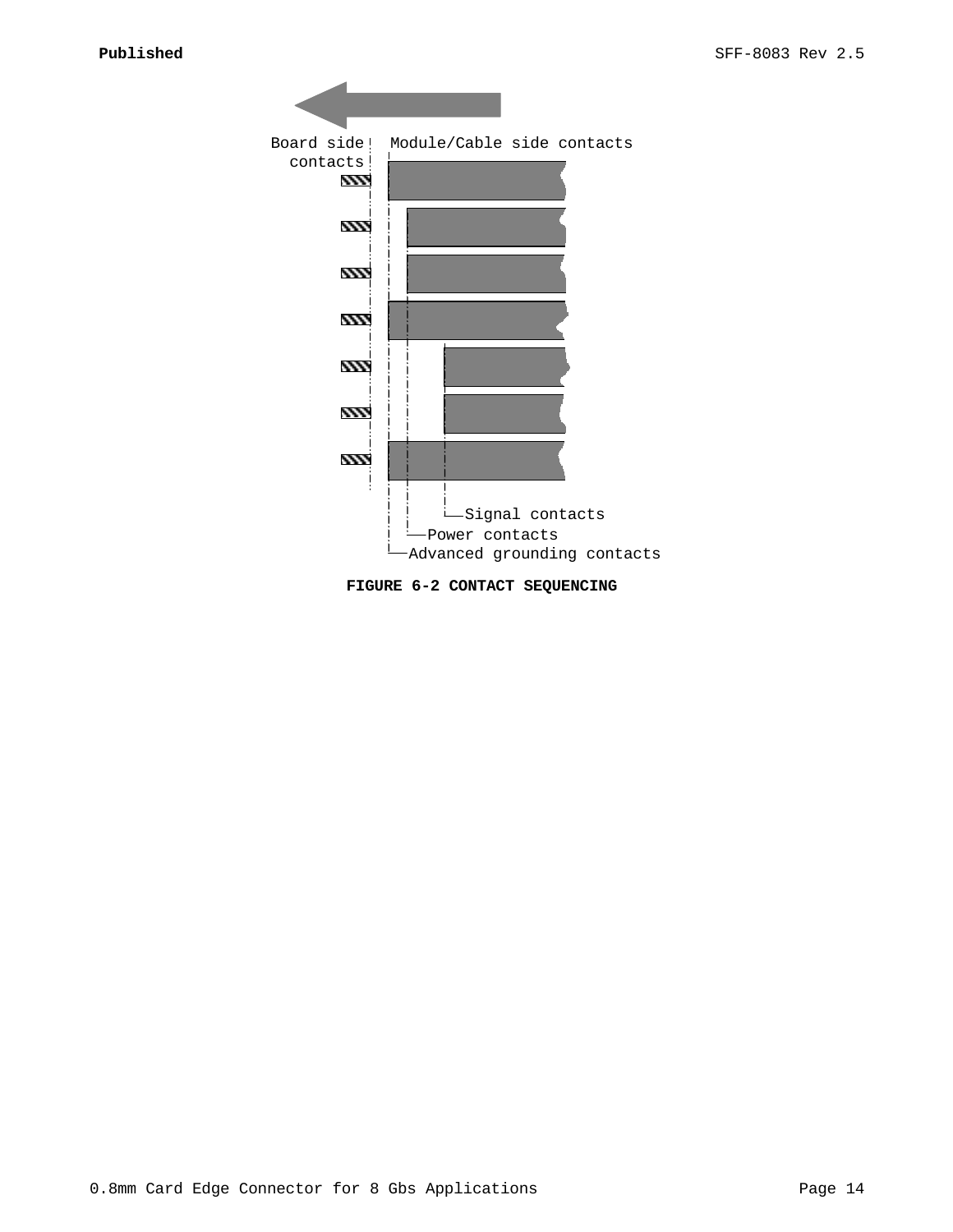Board side contacts

Module/Cable side contacts

Signal contacts

Power contacts

Advanced grounding contacts

**FIGURE 6-2 CONTACT SEQUENCING**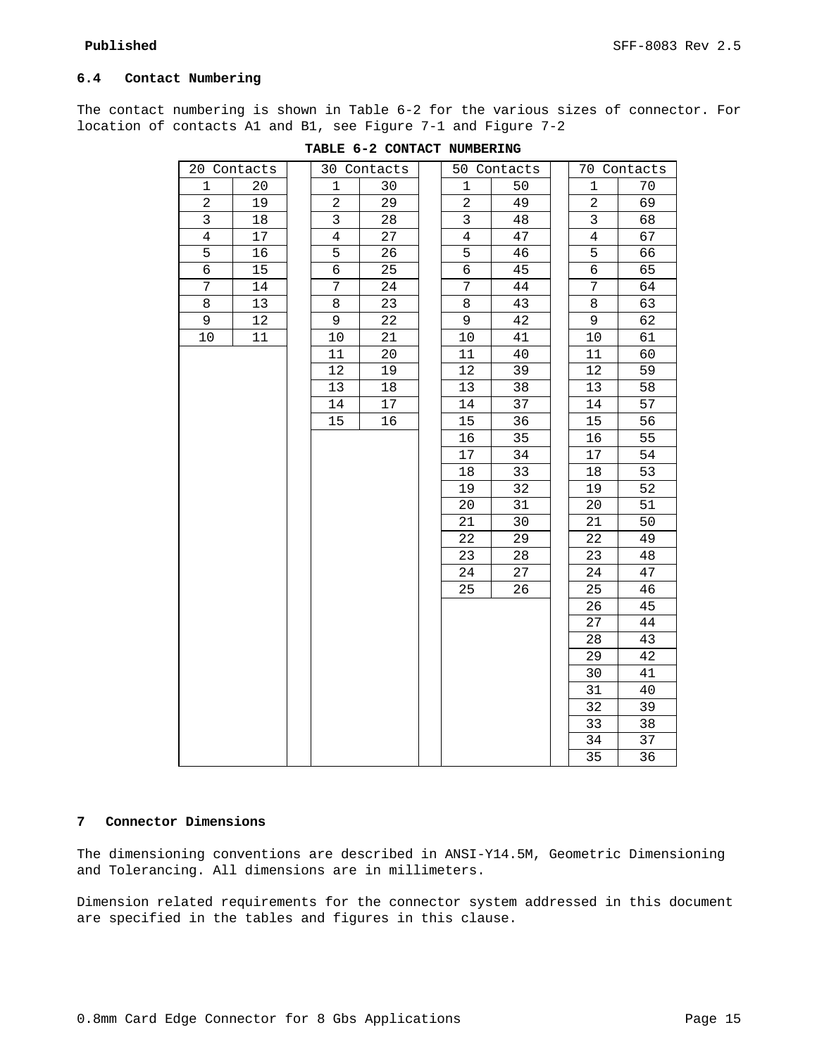### 6.4 Contact Numbering

The contact numbering is shown in Table 6-2 for the various sizes of connector. For location of contacts A1 and B1, see Figure 7-1 and Figure 7-2

**TABLE 6-2 CONTACT NUMBERING**

| 20 Contacts | | | 30 Contacts | | | 50 Contacts | | | 70 Contacts | |
|---|---|---|---|---|---|---|---|---|---|---|
| 1 | 20 | | 1 | 30 | | 1 | 50 | | 1 | 70 |
| 2 | 19 | | 2 | 29 | | 2 | 49 | | 2 | 69 |
| 3 | 18 | | 3 | 28 | | 3 | 48 | | 3 | 68 |
| 4 | 17 | | 4 | 27 | | 4 | 47 | | 4 | 67 |
| 5 | 16 | | 5 | 26 | | 5 | 46 | | 5 | 66 |
| 6 | 15 | | 6 | 25 | | 6 | 45 | | 6 | 65 |
| 7 | 14 | | 7 | 24 | | 7 | 44 | | 7 | 64 |
| 8 | 13 | | 8 | 23 | | 8 | 43 | | 8 | 63 |
| 9 | 12 | | 9 | 22 | | 9 | 42 | | 9 | 62 |
| 10 | 11 | | 10 | 21 | | 10 | 41 | | 10 | 61 |
| | | | 11 | 20 | | 11 | 40 | | 11 | 60 |
| | | | 12 | 19 | | 12 | 39 | | 12 | 59 |
| | | | 13 | 18 | | 13 | 38 | | 13 | 58 |
| | | | 14 | 17 | | 14 | 37 | | 14 | 57 |
| | | | 15 | 16 | | 15 | 36 | | 15 | 56 |
| | | | | | | 16 | 35 | | 16 | 55 |
| | | | | | | 17 | 34 | | 17 | 54 |
| | | | | | | 18 | 33 | | 18 | 53 |
| | | | | | | 19 | 32 | | 19 | 52 |
| | | | | | | 20 | 31 | | 20 | 51 |
| | | | | | | 21 | 30 | | 21 | 50 |
| | | | | | | 22 | 29 | | 22 | 49 |
| | | | | | | 23 | 28 | | 23 | 48 |
| | | | | | | 24 | 27 | | 24 | 47 |
| | | | | | | 25 | 26 | | 25 | 46 |
| | | | | | | | | | 26 | 45 |
| | | | | | | | | | 27 | 44 |
| | | | | | | | | | 28 | 43 |
| | | | | | | | | | 29 | 42 |
| | | | | | | | | | 30 | 41 |
| | | | | | | | | | 31 | 40 |
| | | | | | | | | | 32 | 39 |
| | | | | | | | | | 33 | 38 |
| | | | | | | | | | 34 | 37 |
| | | | | | | | | | 35 | 36 |

## 7 Connector Dimensions

The dimensioning conventions are described in ANSI-Y14.5M, Geometric Dimensioning and Tolerancing. All dimensions are in millimeters.

Dimension related requirements for the connector system addressed in this document are specified in the tables and figures in this clause.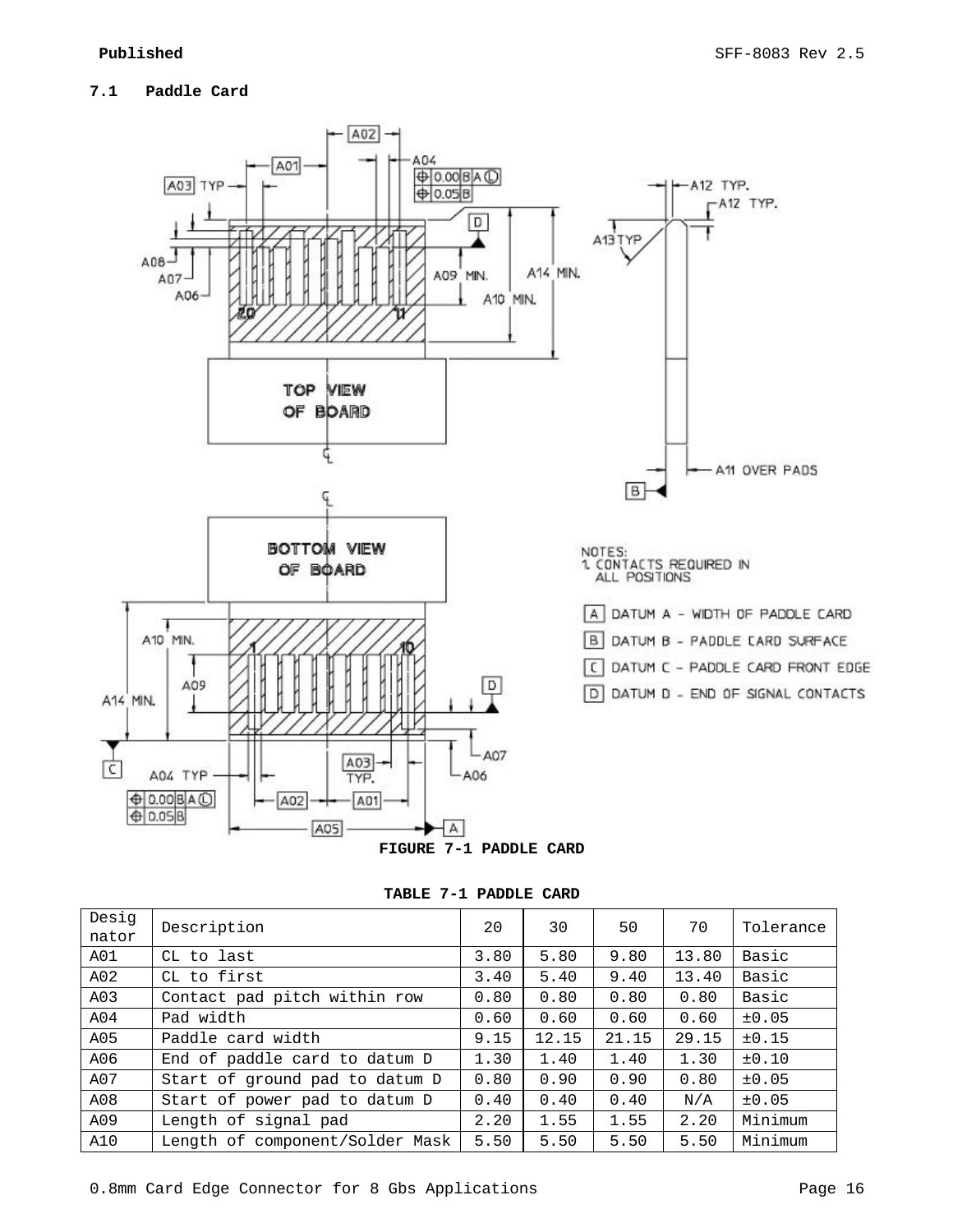## 7.1 Paddle Card

FIGURE 7-1 PADDLE CARD

**TABLE 7-1 PADDLE CARD**

| Designator | Description | 20 | 30 | 50 | 70 | Tolerance |
|---|---|---|---|---|---|---|
| A01 | CL to last | 3.80 | 5.80 | 9.80 | 13.80 | Basic |
| A02 | CL to first | 3.40 | 5.40 | 9.40 | 13.40 | Basic |
| A03 | Contact pad pitch within row | 0.80 | 0.80 | 0.80 | 0.80 | Basic |
| A04 | Pad width | 0.60 | 0.60 | 0.60 | 0.60 | ±0.05 |
| A05 | Paddle card width | 9.15 | 12.15 | 21.15 | 29.15 | ±0.15 |
| A06 | End of paddle card to datum D | 1.30 | 1.40 | 1.40 | 1.30 | ±0.10 |
| A07 | Start of ground pad to datum D | 0.80 | 0.90 | 0.90 | 0.80 | ±0.05 |
| A08 | Start of power pad to datum D | 0.40 | 0.40 | 0.40 | N/A | ±0.05 |
| A09 | Length of signal pad | 2.20 | 1.55 | 1.55 | 2.20 | Minimum |
| A10 | Length of component/Solder Mask | 5.50 | 5.50 | 5.50 | 5.50 | Minimum |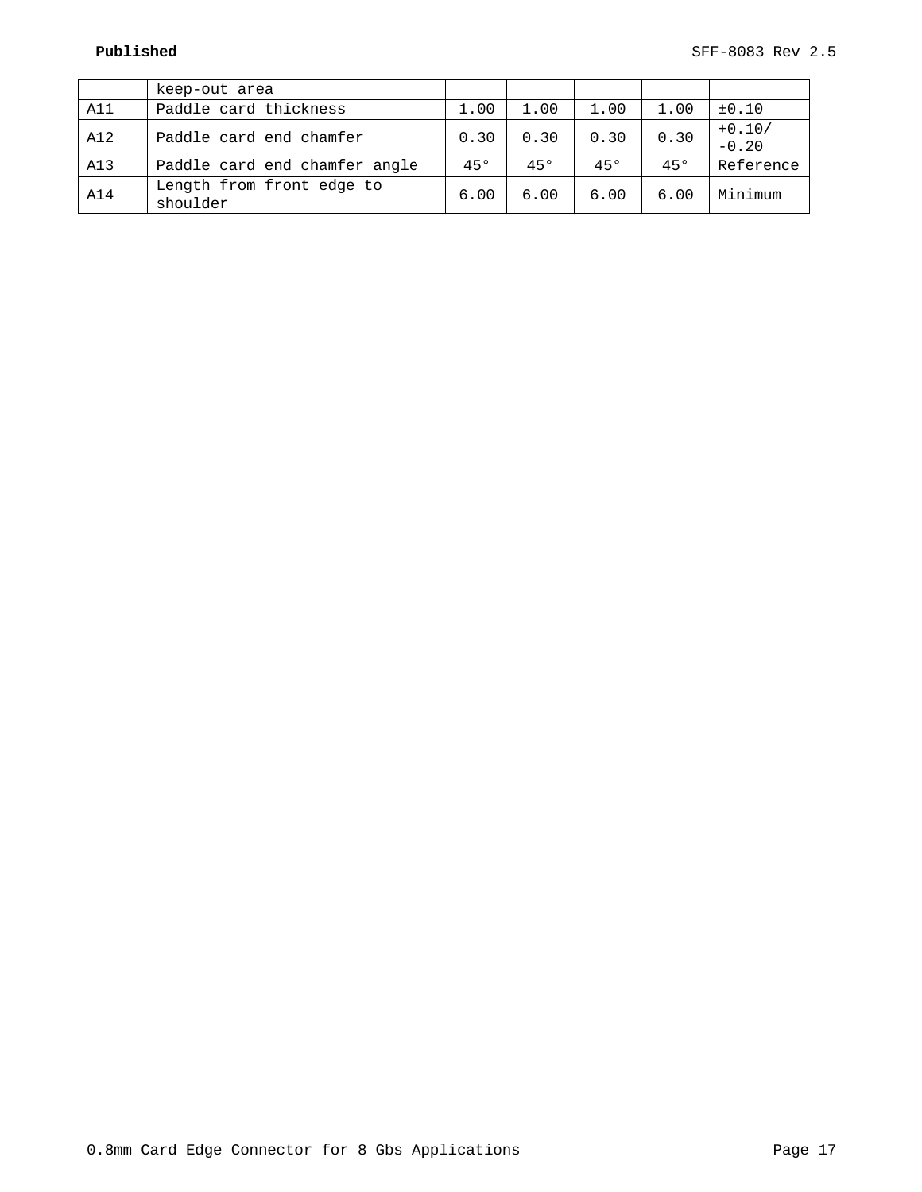|  |  |  |  |  |  |  |
|---|---|---|---|---|---|---|
|  | keep-out area |  |  |  |  |  |
| A11 | Paddle card thickness | 1.00 | 1.00 | 1.00 | 1.00 | ±0.10 |
| A12 | Paddle card end chamfer | 0.30 | 0.30 | 0.30 | 0.30 | +0.10/ -0.20 |
| A13 | Paddle card end chamfer angle | 45° | 45° | 45° | 45° | Reference |
| A14 | Length from front edge to shoulder | 6.00 | 6.00 | 6.00 | 6.00 | Minimum |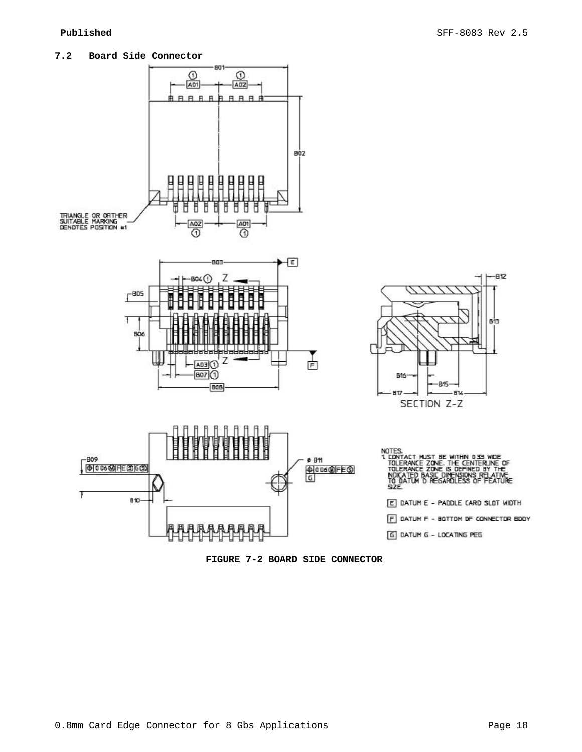### 7.2 Board Side Connector

NOTES:
1. CONTACT MUST BE WITHIN 0.33 WIDE TOLERANCE ZONE. THE CENTERLINE OF TOLERANCE ZONE IS DEFINED BY THE INDICATED BASIC DIMENSIONS RELATIVE TO DATUM D REGARDLESS OF FEATURE SIZE.

E DATUM E - PADDLE CARD SLOT WIDTH

F DATUM F - BOTTOM OF CONNECTOR BODY

G DATUM G - LOCATING PEG

**FIGURE 7-2 BOARD SIDE CONNECTOR**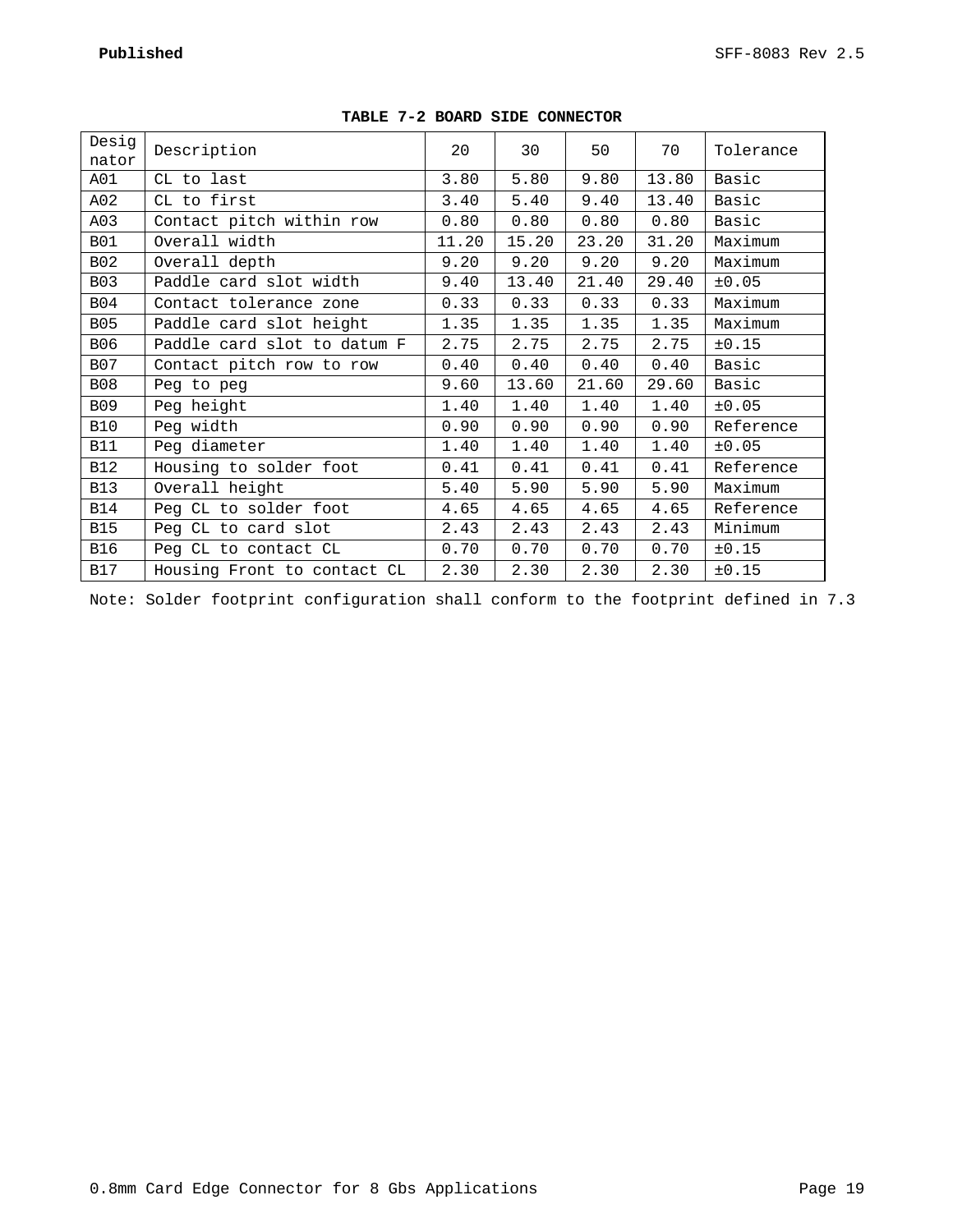**TABLE 7-2 BOARD SIDE CONNECTOR**

| Designator | Description | 20 | 30 | 50 | 70 | Tolerance |
|---|---|---|---|---|---|---|
| A01 | CL to last | 3.80 | 5.80 | 9.80 | 13.80 | Basic |
| A02 | CL to first | 3.40 | 5.40 | 9.40 | 13.40 | Basic |
| A03 | Contact pitch within row | 0.80 | 0.80 | 0.80 | 0.80 | Basic |
| B01 | Overall width | 11.20 | 15.20 | 23.20 | 31.20 | Maximum |
| B02 | Overall depth | 9.20 | 9.20 | 9.20 | 9.20 | Maximum |
| B03 | Paddle card slot width | 9.40 | 13.40 | 21.40 | 29.40 | ±0.05 |
| B04 | Contact tolerance zone | 0.33 | 0.33 | 0.33 | 0.33 | Maximum |
| B05 | Paddle card slot height | 1.35 | 1.35 | 1.35 | 1.35 | Maximum |
| B06 | Paddle card slot to datum F | 2.75 | 2.75 | 2.75 | 2.75 | ±0.15 |
| B07 | Contact pitch row to row | 0.40 | 0.40 | 0.40 | 0.40 | Basic |
| B08 | Peg to peg | 9.60 | 13.60 | 21.60 | 29.60 | Basic |
| B09 | Peg height | 1.40 | 1.40 | 1.40 | 1.40 | ±0.05 |
| B10 | Peg width | 0.90 | 0.90 | 0.90 | 0.90 | Reference |
| B11 | Peg diameter | 1.40 | 1.40 | 1.40 | 1.40 | ±0.05 |
| B12 | Housing to solder foot | 0.41 | 0.41 | 0.41 | 0.41 | Reference |
| B13 | Overall height | 5.40 | 5.90 | 5.90 | 5.90 | Maximum |
| B14 | Peg CL to solder foot | 4.65 | 4.65 | 4.65 | 4.65 | Reference |
| B15 | Peg CL to card slot | 2.43 | 2.43 | 2.43 | 2.43 | Minimum |
| B16 | Peg CL to contact CL | 0.70 | 0.70 | 0.70 | 0.70 | ±0.15 |
| B17 | Housing Front to contact CL | 2.30 | 2.30 | 2.30 | 2.30 | ±0.15 |

Note: Solder footprint configuration shall conform to the footprint defined in 7.3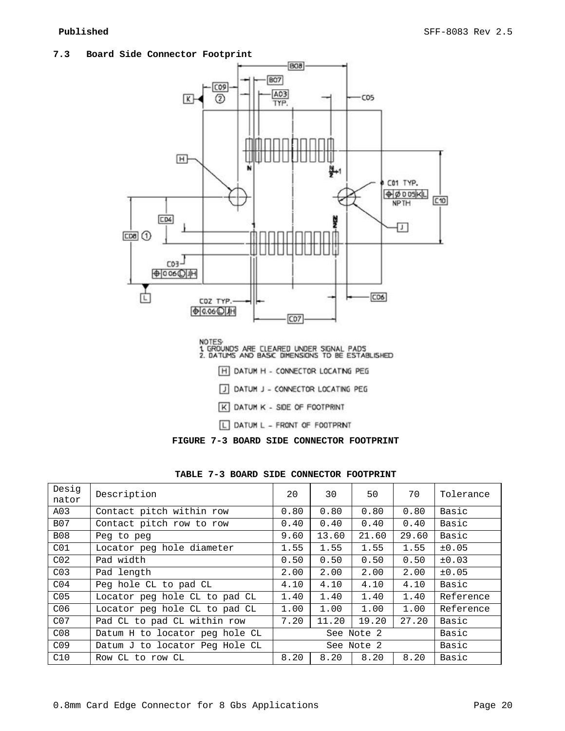### 7.3 Board Side Connector Footprint

NOTES:
1. GROUNDS ARE CLEARED UNDER SIGNAL PADS
2. DATUMS AND BASIC DIMENSIONS TO BE ESTABLISHED

H DATUM H - CONNECTOR LOCATING PEG

J DATUM J - CONNECTOR LOCATING PEG

K DATUM K - SIDE OF FOOTPRINT

L DATUM L - FRONT OF FOOTPRINT

**FIGURE 7-3 BOARD SIDE CONNECTOR FOOTPRINT**

**TABLE 7-3 BOARD SIDE CONNECTOR FOOTPRINT**

| Designator | Description | 20 | 30 | 50 | 70 | Tolerance |
|---|---|---|---|---|---|---|
| A03 | Contact pitch within row | 0.80 | 0.80 | 0.80 | 0.80 | Basic |
| B07 | Contact pitch row to row | 0.40 | 0.40 | 0.40 | 0.40 | Basic |
| B08 | Peg to peg | 9.60 | 13.60 | 21.60 | 29.60 | Basic |
| C01 | Locator peg hole diameter | 1.55 | 1.55 | 1.55 | 1.55 | ±0.05 |
| C02 | Pad width | 0.50 | 0.50 | 0.50 | 0.50 | ±0.03 |
| C03 | Pad length | 2.00 | 2.00 | 2.00 | 2.00 | ±0.05 |
| C04 | Peg hole CL to pad CL | 4.10 | 4.10 | 4.10 | 4.10 | Basic |
| C05 | Locator peg hole CL to pad CL | 1.40 | 1.40 | 1.40 | 1.40 | Reference |
| C06 | Locator peg hole CL to pad CL | 1.00 | 1.00 | 1.00 | 1.00 | Reference |
| C07 | Pad CL to pad CL within row | 7.20 | 11.20 | 19.20 | 27.20 | Basic |
| C08 | Datum H to locator peg hole CL | See Note 2 | | | | Basic |
| C09 | Datum J to locator Peg Hole CL | See Note 2 | | | | Basic |
| C10 | Row CL to row CL | 8.20 | 8.20 | 8.20 | 8.20 | Basic |